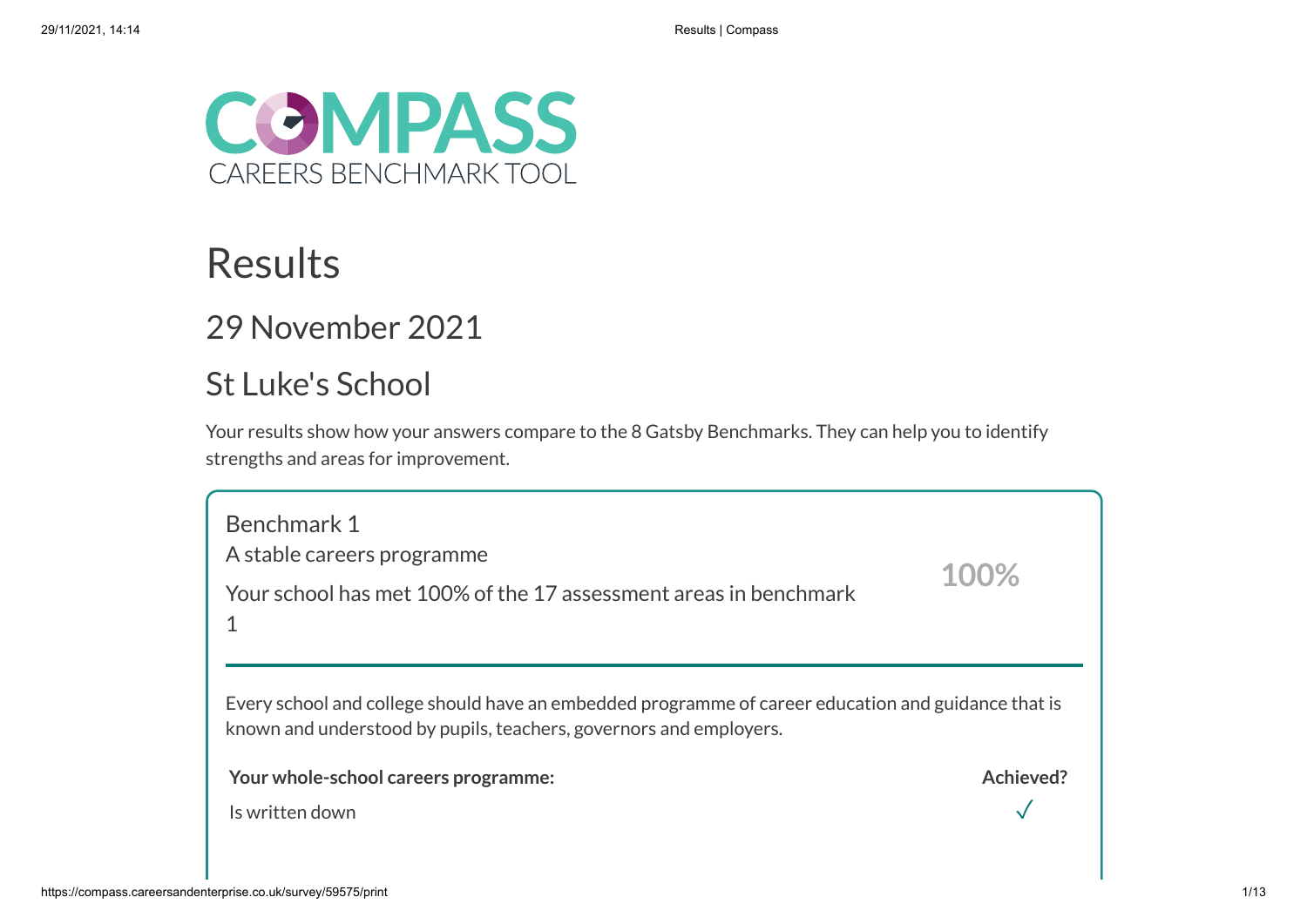# COMPASS

CAREERS BENCHMARK TOOL

# Results

## 29 November 2021

## St Luke's School

Your results show how your answers compare to the 8 Gatsby Benchmarks. They can help you to identify strengths and areas for improvement.

### Benchmark 1

A stable careers programme

Your school has met 100% of the 17 assessment areas in benchmark 1

**100%**

Every school and college should have an embedded programme of career education and guidance that is known and understood by pupils, teachers, governors and employers.

| Your whole-school careers programme: | Achieved? |
|---|---|
| Is written down | ✓ |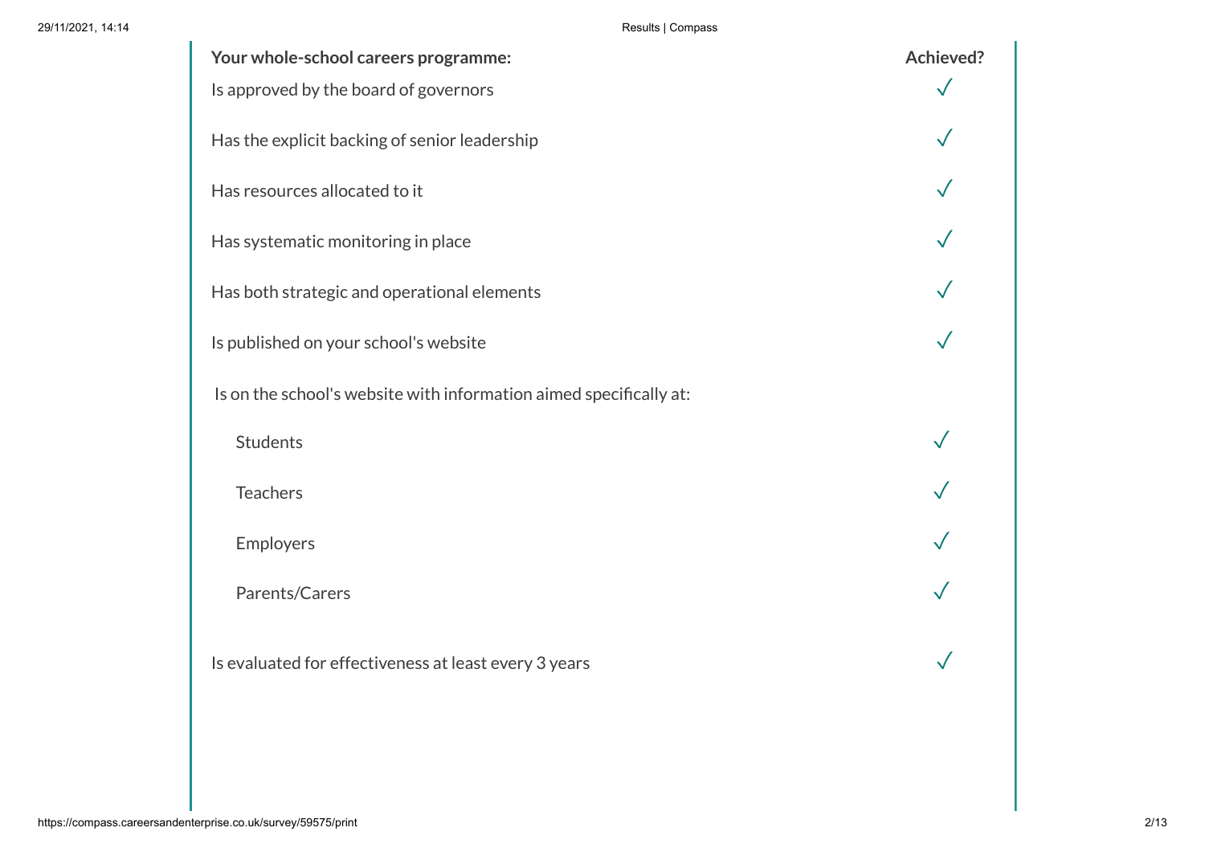| Your whole-school careers programme: | Achieved? |
| --- | --- |
| Is approved by the board of governors | ✓ |
| Has the explicit backing of senior leadership | ✓ |
| Has resources allocated to it | ✓ |
| Has systematic monitoring in place | ✓ |
| Has both strategic and operational elements | ✓ |
| Is published on your school's website | ✓ |
| Is on the school's website with information aimed specifically at: | |
| Students | ✓ |
| Teachers | ✓ |
| Employers | ✓ |
| Parents/Carers | ✓ |
| Is evaluated for effectiveness at least every 3 years | ✓ |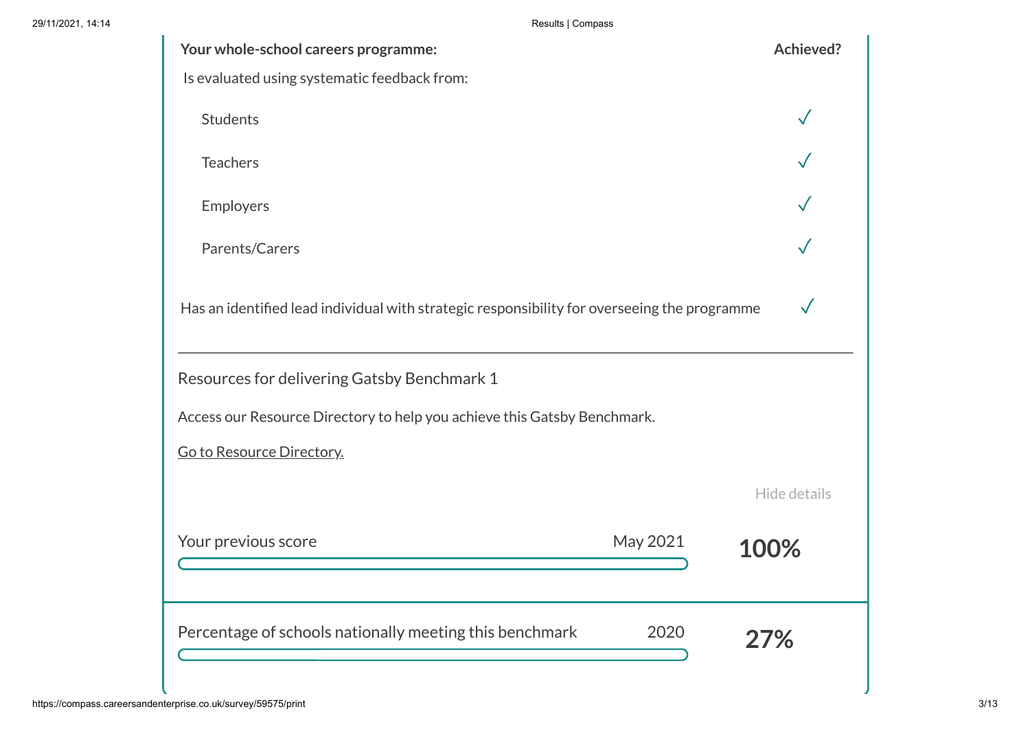| Your whole-school careers programme: | Achieved? |
| --- | --- |
| Is evaluated using systematic feedback from: | |
| Students | ✓ |
| Teachers | ✓ |
| Employers | ✓ |
| Parents/Carers | ✓ |
| Has an identified lead individual with strategic responsibility for overseeing the programme | ✓ |

---

Resources for delivering Gatsby Benchmark 1

Access our Resource Directory to help you achieve this Gatsby Benchmark.

Go to Resource Directory.

Hide details

Your previous score May 2021 **100%**

Percentage of schools nationally meeting this benchmark 2020 **27%**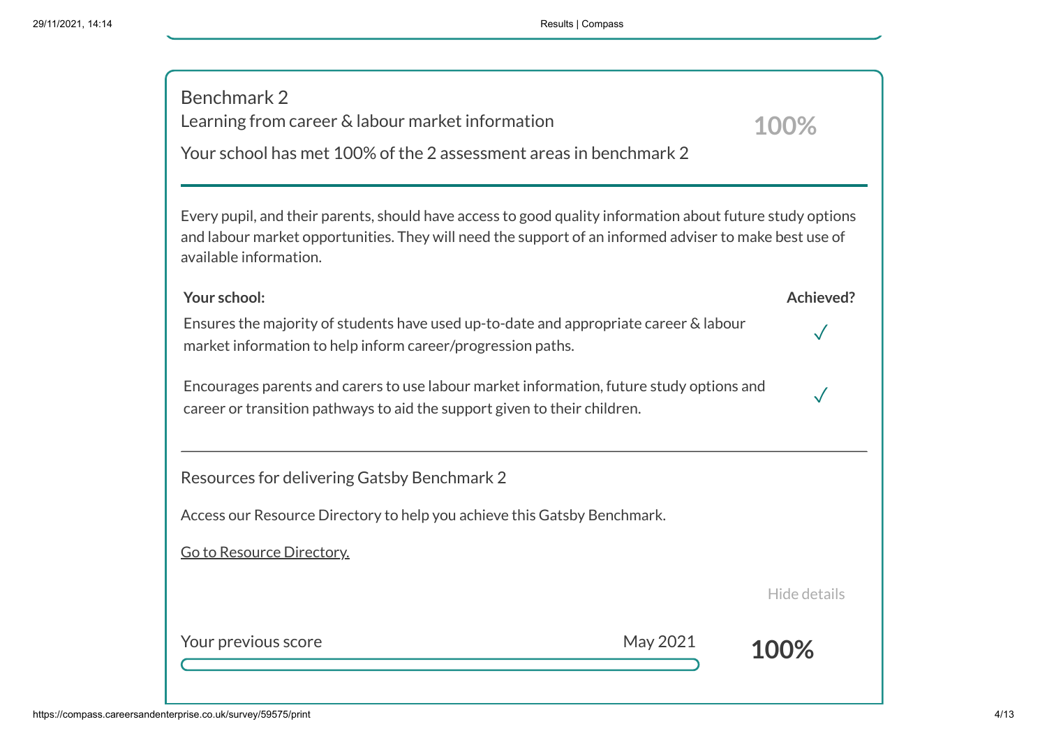## Benchmark 2

Learning from career & labour market information

**100%**

Your school has met 100% of the 2 assessment areas in benchmark 2

Every pupil, and their parents, should have access to good quality information about future study options and labour market opportunities. They will need the support of an informed adviser to make best use of available information.

| Your school: | Achieved? |
| --- | --- |
| Ensures the majority of students have used up-to-date and appropriate career & labour market information to help inform career/progression paths. | ✓ |
| Encourages parents and carers to use labour market information, future study options and career or transition pathways to aid the support given to their children. | ✓ |

Resources for delivering Gatsby Benchmark 2

Access our Resource Directory to help you achieve this Gatsby Benchmark.

Go to Resource Directory.

Hide details

Your previous score May 2021 **100%**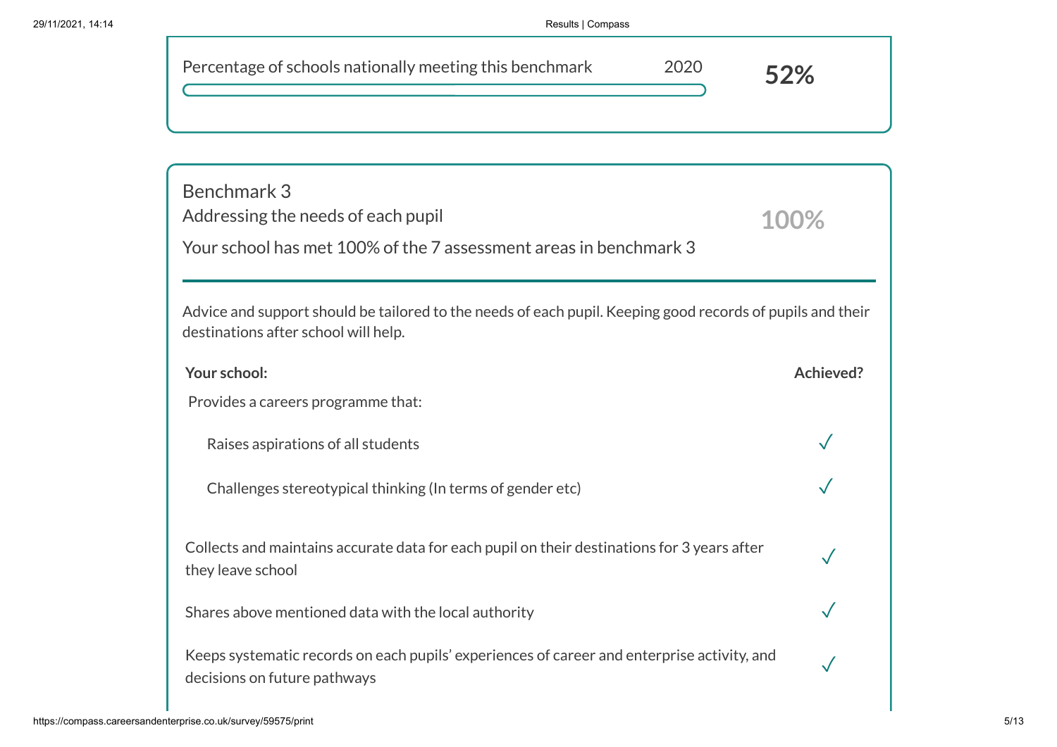Percentage of schools nationally meeting this benchmark 2020 **52%**

## Benchmark 3

### Addressing the needs of each pupil

**100%**

Your school has met 100% of the 7 assessment areas in benchmark 3

Advice and support should be tailored to the needs of each pupil. Keeping good records of pupils and their destinations after school will help.

| **Your school:** | **Achieved?** |
| --- | --- |
| Provides a careers programme that: | |
| Raises aspirations of all students | ✓ |
| Challenges stereotypical thinking (In terms of gender etc) | ✓ |
| Collects and maintains accurate data for each pupil on their destinations for 3 years after they leave school | ✓ |
| Shares above mentioned data with the local authority | ✓ |
| Keeps systematic records on each pupils' experiences of career and enterprise activity, and decisions on future pathways | ✓ |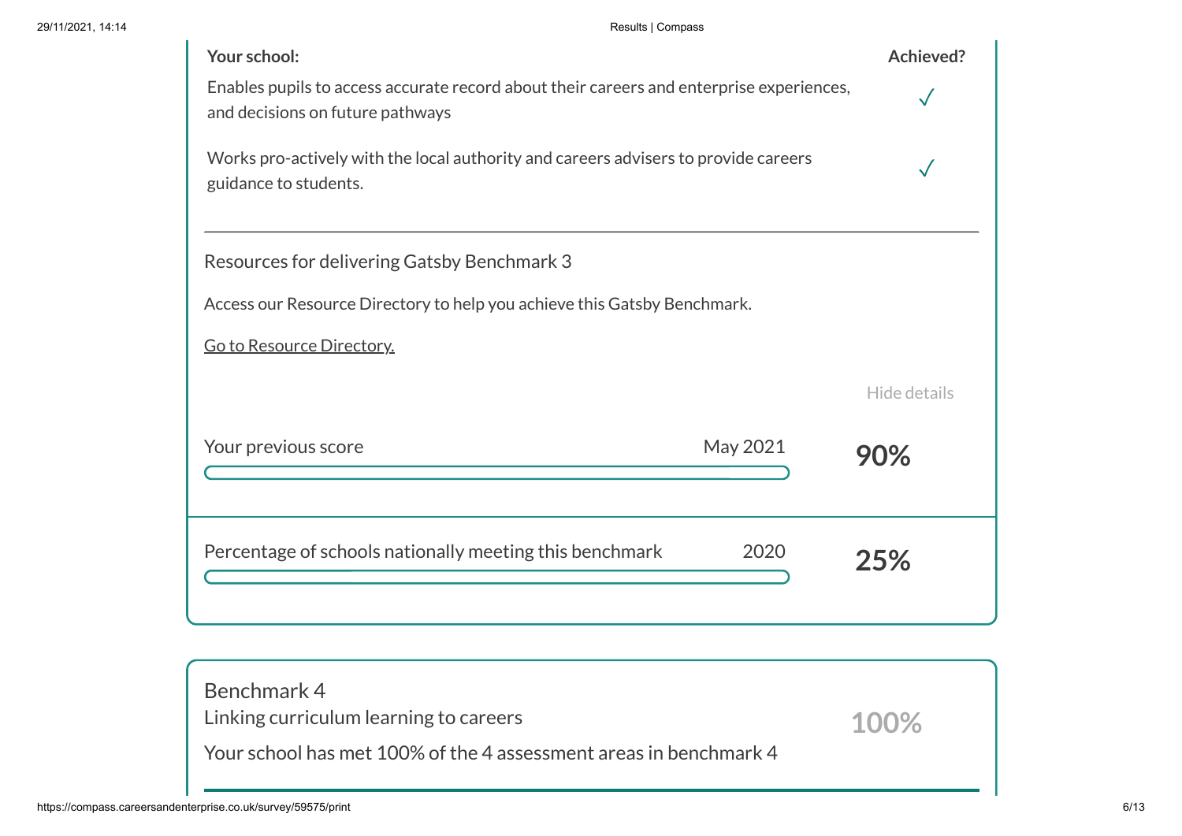| Your school: | Achieved? |
| --- | --- |
| Enables pupils to access accurate record about their careers and enterprise experiences, and decisions on future pathways | ✓ |
| Works pro-actively with the local authority and careers advisers to provide careers guidance to students. | ✓ |

---

Resources for delivering Gatsby Benchmark 3

Access our Resource Directory to help you achieve this Gatsby Benchmark.

Go to Resource Directory.

Hide details

Your previous score — May 2021 — **90%**

Percentage of schools nationally meeting this benchmark — 2020 — **25%**

Benchmark 4

Linking curriculum learning to careers

**100%**

Your school has met 100% of the 4 assessment areas in benchmark 4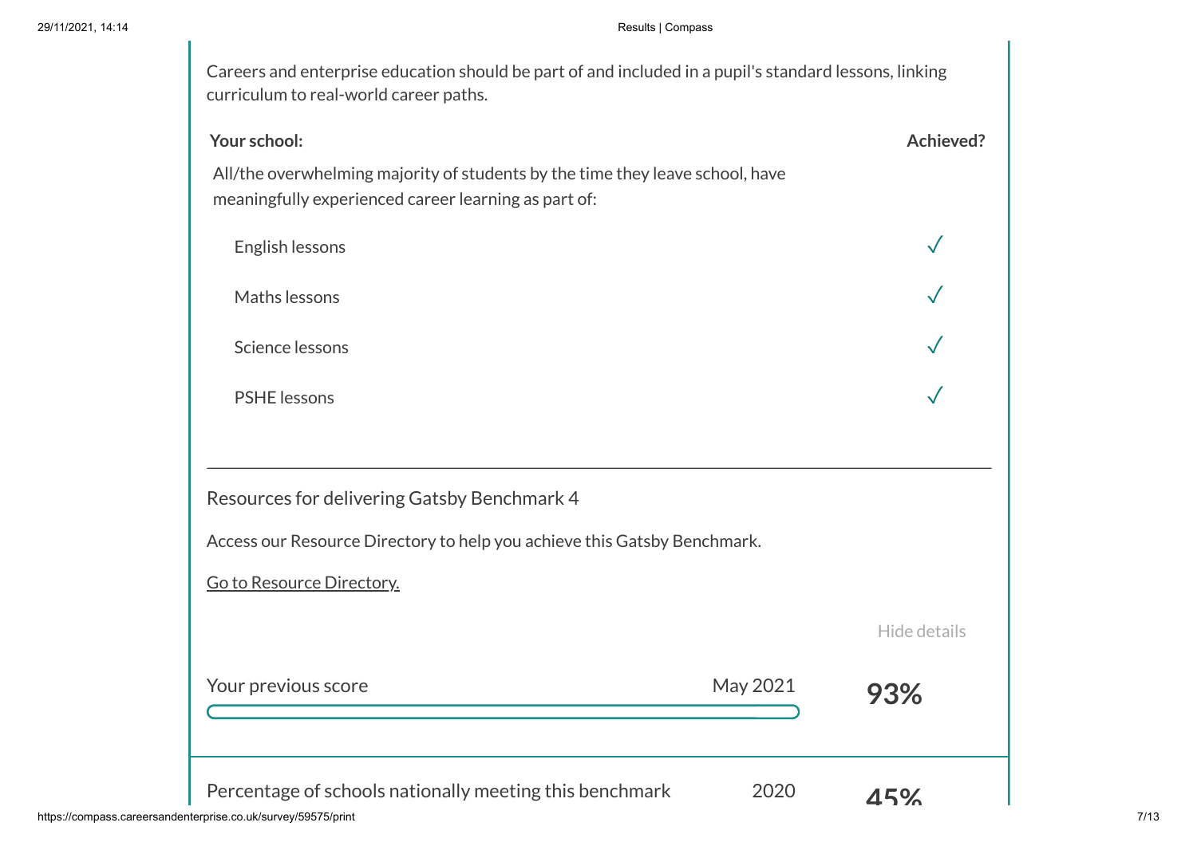Careers and enterprise education should be part of and included in a pupil's standard lessons, linking curriculum to real-world career paths.

| Your school: | Achieved? |
|---|---|
| All/the overwhelming majority of students by the time they leave school, have meaningfully experienced career learning as part of: | |
| English lessons | ✓ |
| Maths lessons | ✓ |
| Science lessons | ✓ |
| PSHE lessons | ✓ |

---

Resources for delivering Gatsby Benchmark 4

Access our Resource Directory to help you achieve this Gatsby Benchmark.

Go to Resource Directory.

Hide details

Your previous score May 2021 **93%**

Percentage of schools nationally meeting this benchmark 2020 **45%**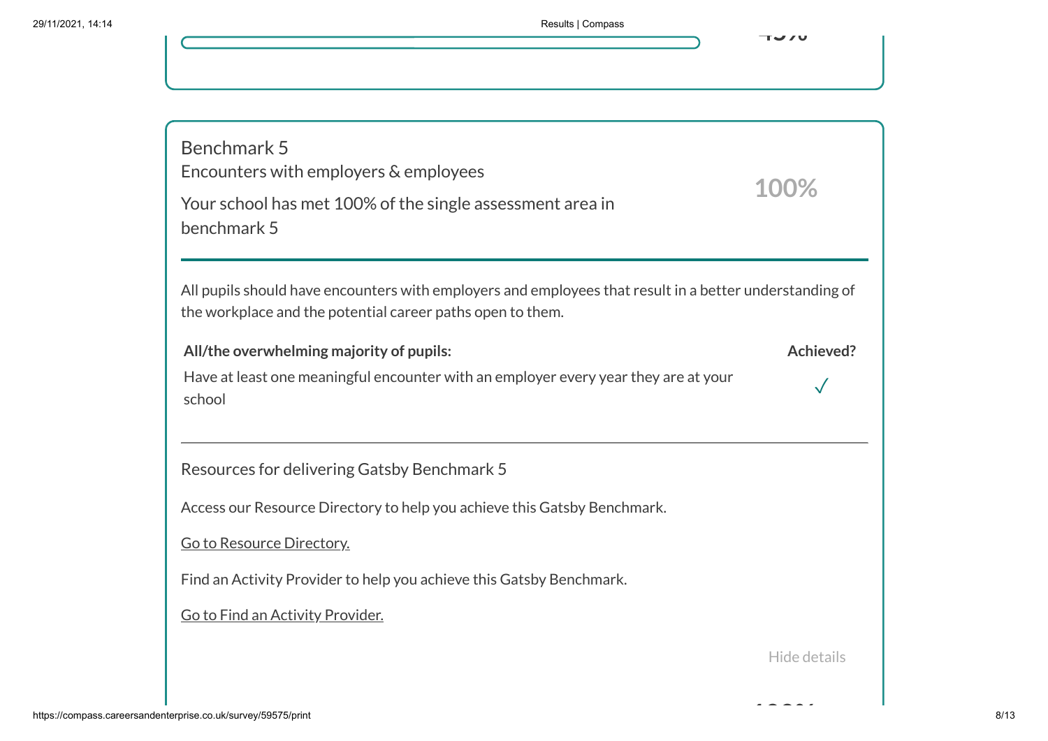## Benchmark 5

Encounters with employers & employees

Your school has met 100% of the single assessment area in benchmark 5

100%

All pupils should have encounters with employers and employees that result in a better understanding of the workplace and the potential career paths open to them.

| All/the overwhelming majority of pupils: | Achieved? |
| --- | --- |
| Have at least one meaningful encounter with an employer every year they are at your school | ✓ |

Resources for delivering Gatsby Benchmark 5

Access our Resource Directory to help you achieve this Gatsby Benchmark.

Go to Resource Directory.

Find an Activity Provider to help you achieve this Gatsby Benchmark.

Go to Find an Activity Provider.

Hide details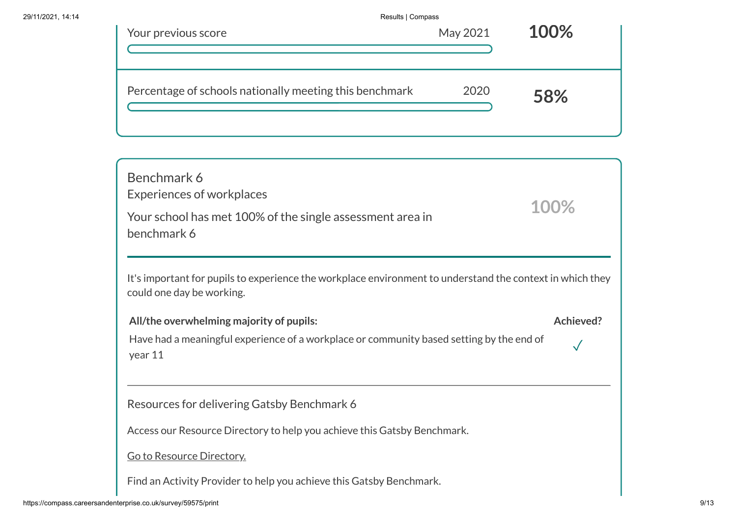| Your previous score | May 2021 | **100%** |
|---|---|---|
| Percentage of schools nationally meeting this benchmark | 2020 | **58%** |

## Benchmark 6

Experiences of workplaces

Your school has met 100% of the single assessment area in benchmark 6

100%

It's important for pupils to experience the workplace environment to understand the context in which they could one day be working.

| All/the overwhelming majority of pupils: | Achieved? |
|---|---|
| Have had a meaningful experience of a workplace or community based setting by the end of year 11 | ✓ |

Resources for delivering Gatsby Benchmark 6

Access our Resource Directory to help you achieve this Gatsby Benchmark.

Go to Resource Directory.

Find an Activity Provider to help you achieve this Gatsby Benchmark.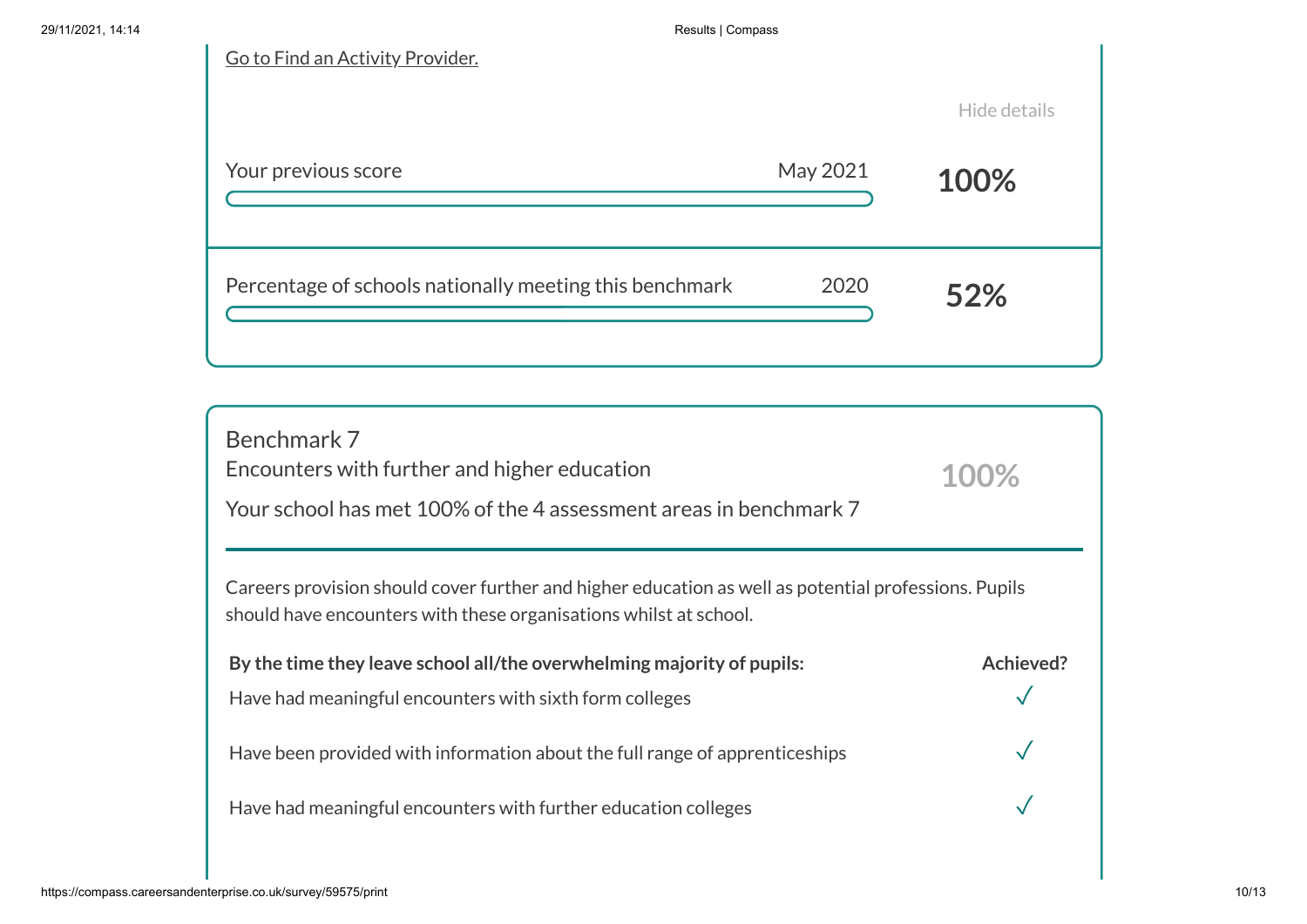[Go to Find an Activity Provider.]

Hide details

| | | |
|---|---|---|
| Your previous score | May 2021 | **100%** |
| Percentage of schools nationally meeting this benchmark | 2020 | **52%** |

## Benchmark 7

Encounters with further and higher education

**100%**

Your school has met 100% of the 4 assessment areas in benchmark 7

Careers provision should cover further and higher education as well as potential professions. Pupils should have encounters with these organisations whilst at school.

| By the time they leave school all/the overwhelming majority of pupils: | Achieved? |
|---|---|
| Have had meaningful encounters with sixth form colleges | ✓ |
| Have been provided with information about the full range of apprenticeships | ✓ |
| Have had meaningful encounters with further education colleges | ✓ |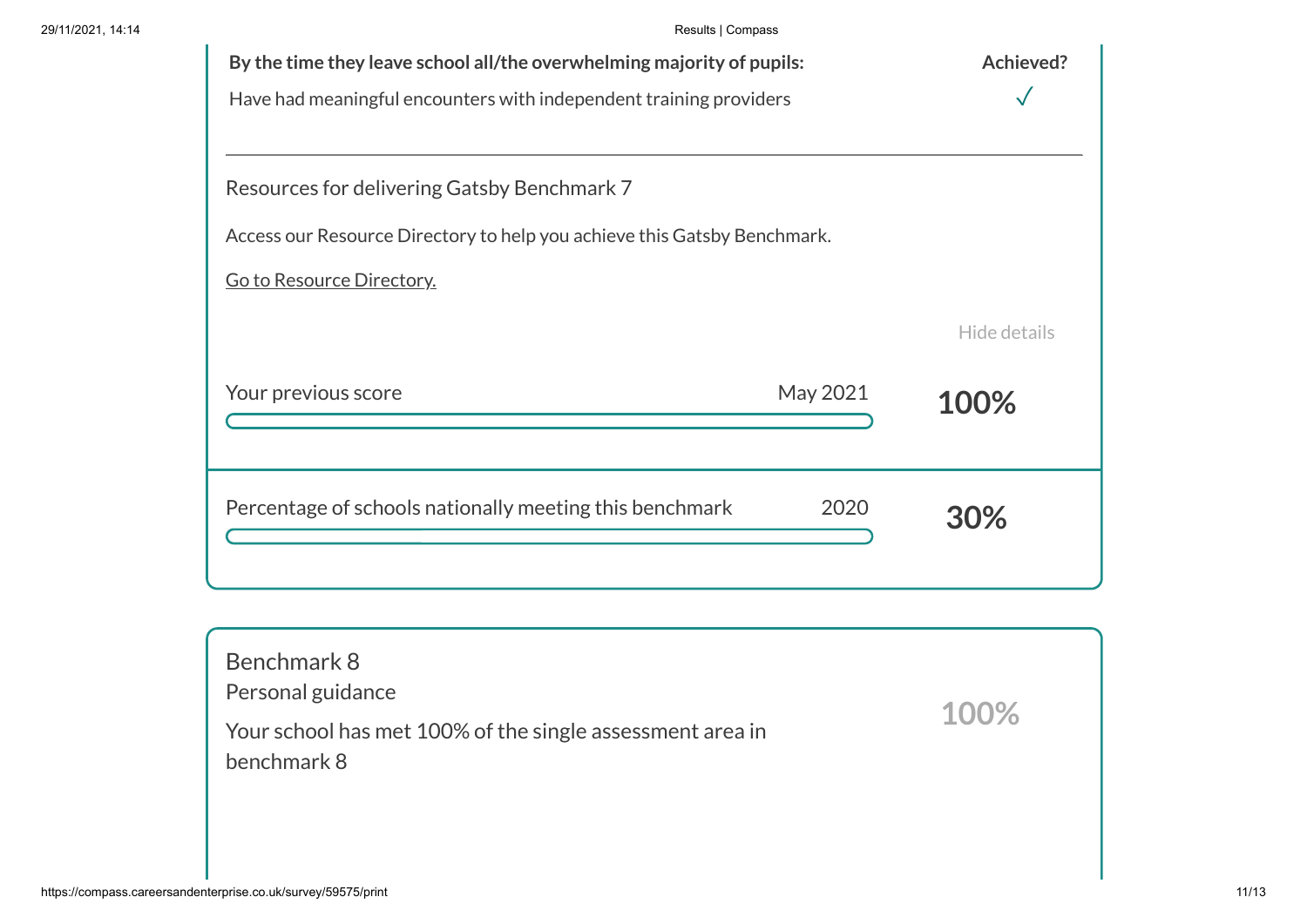| By the time they leave school all/the overwhelming majority of pupils: | Achieved? |
| --- | --- |
| Have had meaningful encounters with independent training providers | ✓ |

Resources for delivering Gatsby Benchmark 7

Access our Resource Directory to help you achieve this Gatsby Benchmark.

Go to Resource Directory.

Hide details

Your previous score — May 2021 — **100%**

Percentage of schools nationally meeting this benchmark — 2020 — **30%**

## Benchmark 8

Personal guidance

Your school has met 100% of the single assessment area in benchmark 8

100%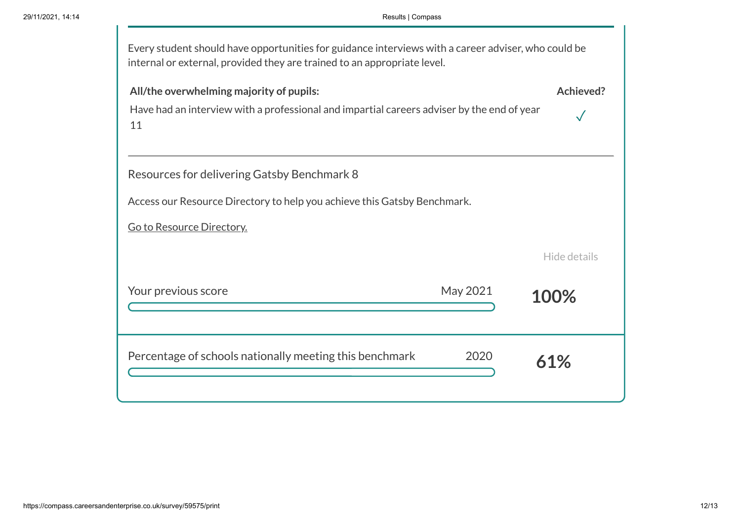Every student should have opportunities for guidance interviews with a career adviser, who could be internal or external, provided they are trained to an appropriate level.

| All/the overwhelming majority of pupils: | Achieved? |
| --- | --- |
| Have had an interview with a professional and impartial careers adviser by the end of year 11 | ✓ |

---

Resources for delivering Gatsby Benchmark 8

Access our Resource Directory to help you achieve this Gatsby Benchmark.

Go to Resource Directory.

Hide details

| | | |
| --- | --- | --- |
| Your previous score | May 2021 | **100%** |
| Percentage of schools nationally meeting this benchmark | 2020 | **61%** |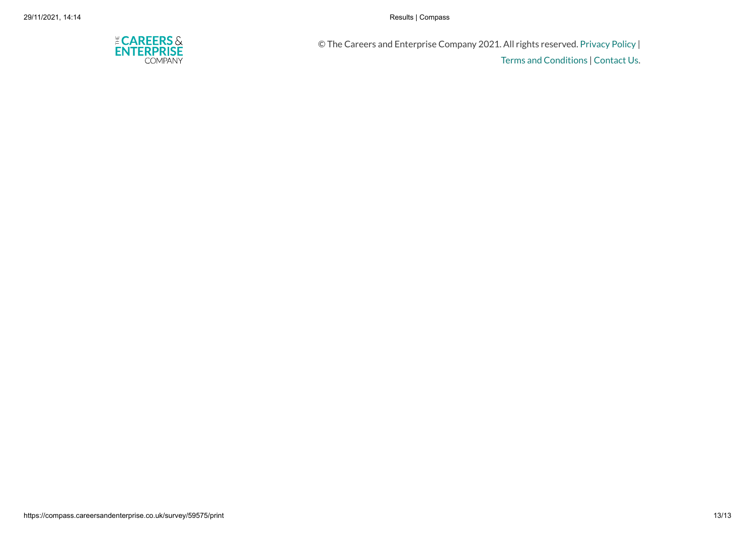THE CAREERS & ENTERPRISE COMPANY

© The Careers and Enterprise Company 2021. All rights reserved. Privacy Policy | Terms and Conditions | Contact Us.